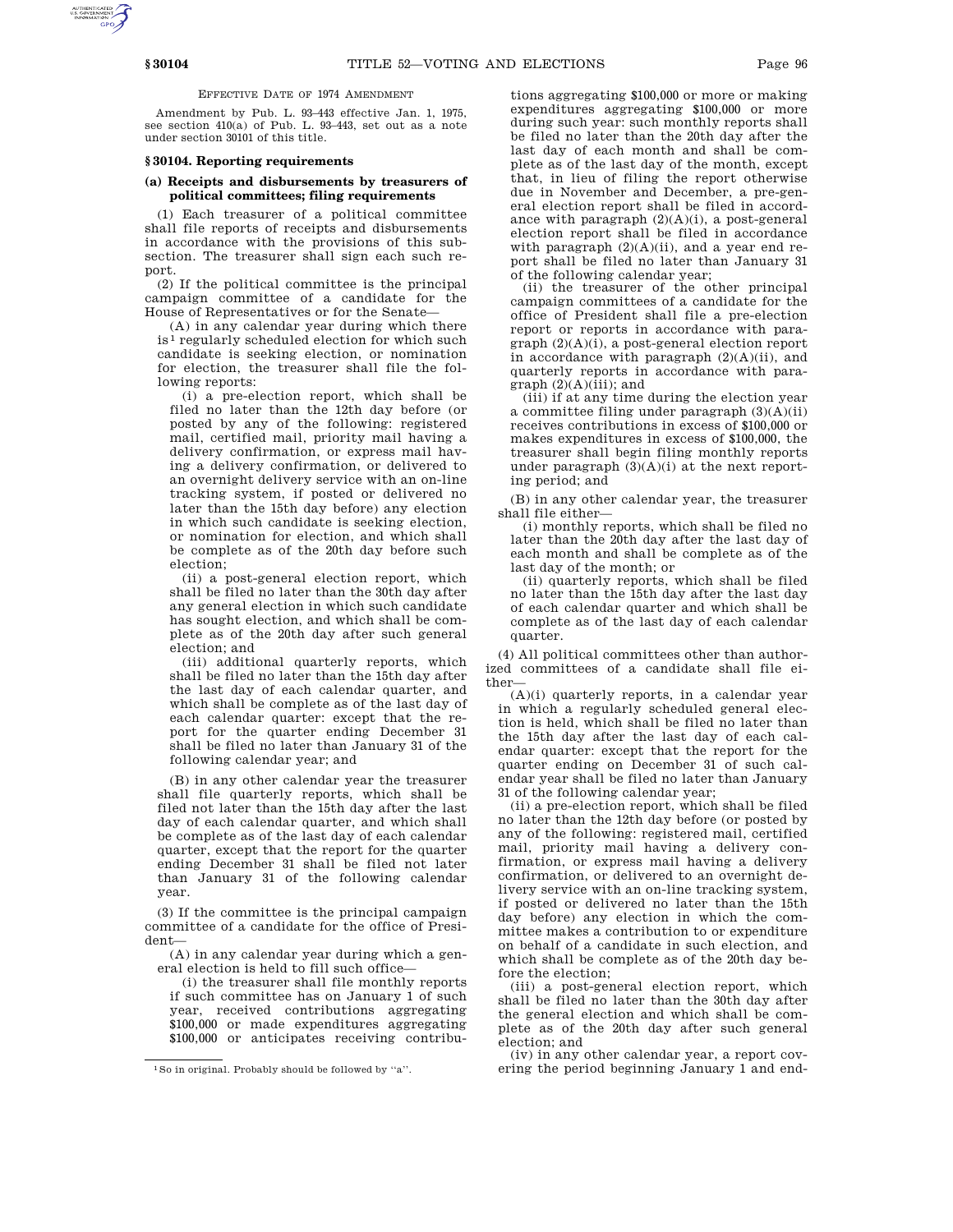EFFECTIVE DATE OF 1974 AMENDMENT

Amendment by Pub. L. 93–443 effective Jan. 1, 1975, see section 410(a) of Pub. L. 93–443, set out as a note under section 30101 of this title.

### § 30104. Reporting requirements

#### (a) Receipts and disbursements by treasurers of political committees; filing requirements

(1) Each treasurer of a political committee shall file reports of receipts and disbursements in accordance with the provisions of this subsection. The treasurer shall sign each such report.

(2) If the political committee is the principal campaign committee of a candidate for the House of Representatives or for the Senate—

(A) in any calendar year during which there is[1] regularly scheduled election for which such candidate is seeking election, or nomination for election, the treasurer shall file the following reports:

(i) a pre-election report, which shall be filed no later than the 12th day before (or posted by any of the following: registered mail, certified mail, priority mail having a delivery confirmation, or express mail having a delivery confirmation, or delivered to an overnight delivery service with an on-line tracking system, if posted or delivered no later than the 15th day before) any election in which such candidate is seeking election, or nomination for election, and which shall be complete as of the 20th day before such election;

(ii) a post-general election report, which shall be filed no later than the 30th day after any general election in which such candidate has sought election, and which shall be complete as of the 20th day after such general election; and

(iii) additional quarterly reports, which shall be filed no later than the 15th day after the last day of each calendar quarter, and which shall be complete as of the last day of each calendar quarter: except that the report for the quarter ending December 31 shall be filed no later than January 31 of the following calendar year; and

(B) in any other calendar year the treasurer shall file quarterly reports, which shall be filed not later than the 15th day after the last day of each calendar quarter, and which shall be complete as of the last day of each calendar quarter, except that the report for the quarter ending December 31 shall be filed not later than January 31 of the following calendar year.

(3) If the committee is the principal campaign committee of a candidate for the office of President—

(A) in any calendar year during which a general election is held to fill such office—

(i) the treasurer shall file monthly reports if such committee has on January 1 of such year, received contributions aggregating $100,000 or made expenditures aggregating $100,000 or anticipates receiving contributions aggregating $100,000 or more or making expenditures aggregating $100,000 or more during such year: such monthly reports shall be filed no later than the 20th day after the last day of each month and shall be complete as of the last day of the month, except that, in lieu of filing the report otherwise due in November and December, a pre-general election report shall be filed in accordance with paragraph (2)(A)(i), a post-general election report shall be filed in accordance with paragraph (2)(A)(ii), and a year end report shall be filed no later than January 31 of the following calendar year;

(ii) the treasurer of the other principal campaign committees of a candidate for the office of President shall file a pre-election report or reports in accordance with paragraph (2)(A)(i), a post-general election report in accordance with paragraph (2)(A)(ii), and quarterly reports in accordance with paragraph (2)(A)(iii); and

(iii) if at any time during the election year a committee filing under paragraph (3)(A)(ii) receives contributions in excess of $100,000 or makes expenditures in excess of $100,000, the treasurer shall begin filing monthly reports under paragraph (3)(A)(i) at the next reporting period; and

(B) in any other calendar year, the treasurer shall file either—

(i) monthly reports, which shall be filed no later than the 20th day after the last day of each month and shall be complete as of the last day of the month; or

(ii) quarterly reports, which shall be filed no later than the 15th day after the last day of each calendar quarter and which shall be complete as of the last day of each calendar quarter.

(4) All political committees other than authorized committees of a candidate shall file either—

(A)(i) quarterly reports, in a calendar year in which a regularly scheduled general election is held, which shall be filed no later than the 15th day after the last day of each calendar quarter: except that the report for the quarter ending on December 31 of such calendar year shall be filed no later than January 31 of the following calendar year;

(ii) a pre-election report, which shall be filed no later than the 12th day before (or posted by any of the following: registered mail, certified mail, priority mail having a delivery confirmation, or express mail having a delivery confirmation, or delivered to an overnight delivery service with an on-line tracking system, if posted or delivered no later than the 15th day before) any election in which the committee makes a contribution to or expenditure on behalf of a candidate in such election, and which shall be complete as of the 20th day before the election;

(iii) a post-general election report, which shall be filed no later than the 30th day after the general election and which shall be complete as of the 20th day after such general election; and

(iv) in any other calendar year, a report covering the period beginning January 1 and end-

[1] So in original. Probably should be followed by "a".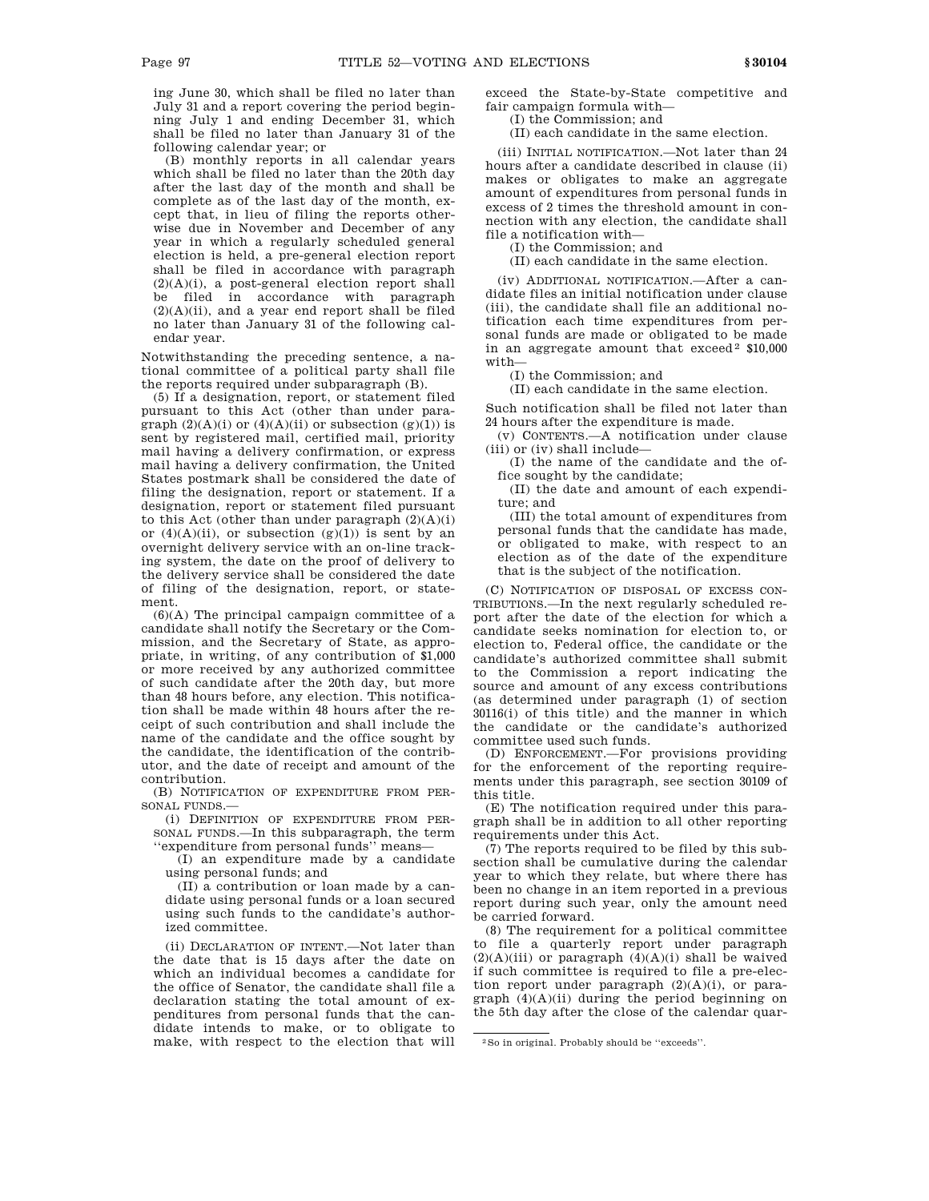ing June 30, which shall be filed no later than July 31 and a report covering the period beginning July 1 and ending December 31, which shall be filed no later than January 31 of the following calendar year; or

(B) monthly reports in all calendar years which shall be filed no later than the 20th day after the last day of the month and shall be complete as of the last day of the month, except that, in lieu of filing the reports otherwise due in November and December of any year in which a regularly scheduled general election is held, a pre-general election report shall be filed in accordance with paragraph (2)(A)(i), a post-general election report shall be filed in accordance with paragraph (2)(A)(ii), and a year end report shall be filed no later than January 31 of the following calendar year.

Notwithstanding the preceding sentence, a national committee of a political party shall file the reports required under subparagraph (B).

(5) If a designation, report, or statement filed pursuant to this Act (other than under paragraph (2)(A)(i) or (4)(A)(ii) or subsection (g)(1)) is sent by registered mail, certified mail, priority mail having a delivery confirmation, or express mail having a delivery confirmation, the United States postmark shall be considered the date of filing the designation, report or statement. If a designation, report or statement filed pursuant to this Act (other than under paragraph (2)(A)(i) or (4)(A)(ii), or subsection (g)(1)) is sent by an overnight delivery service with an on-line tracking system, the date on the proof of delivery to the delivery service shall be considered the date of filing of the designation, report, or statement.

(6)(A) The principal campaign committee of a candidate shall notify the Secretary or the Commission, and the Secretary of State, as appropriate, in writing, of any contribution of $1,000 or more received by any authorized committee of such candidate after the 20th day, but more than 48 hours before, any election. This notification shall be made within 48 hours after the receipt of such contribution and shall include the name of the candidate and the office sought by the candidate, the identification of the contributor, and the date of receipt and amount of the contribution.

(B) NOTIFICATION OF EXPENDITURE FROM PERSONAL FUNDS.—

(i) DEFINITION OF EXPENDITURE FROM PERSONAL FUNDS.—In this subparagraph, the term ''expenditure from personal funds'' means—

(I) an expenditure made by a candidate using personal funds; and

(II) a contribution or loan made by a candidate using personal funds or a loan secured using such funds to the candidate's authorized committee.

(ii) DECLARATION OF INTENT.—Not later than the date that is 15 days after the date on which an individual becomes a candidate for the office of Senator, the candidate shall file a declaration stating the total amount of expenditures from personal funds that the candidate intends to make, or to obligate to make, with respect to the election that will exceed the State-by-State competitive and fair campaign formula with—

(I) the Commission; and

(II) each candidate in the same election.

(iii) INITIAL NOTIFICATION.—Not later than 24 hours after a candidate described in clause (ii) makes or obligates to make an aggregate amount of expenditures from personal funds in excess of 2 times the threshold amount in connection with any election, the candidate shall file a notification with—

(I) the Commission; and

(II) each candidate in the same election.

(iv) ADDITIONAL NOTIFICATION.—After a candidate files an initial notification under clause (iii), the candidate shall file an additional notification each time expenditures from personal funds are made or obligated to be made in an aggregate amount that exceed[2] $10,000 with—

(I) the Commission; and

(II) each candidate in the same election.

Such notification shall be filed not later than 24 hours after the expenditure is made.

(v) CONTENTS.—A notification under clause (iii) or (iv) shall include—

(I) the name of the candidate and the office sought by the candidate;

(II) the date and amount of each expenditure; and

(III) the total amount of expenditures from personal funds that the candidate has made, or obligated to make, with respect to an election as of the date of the expenditure that is the subject of the notification.

(C) NOTIFICATION OF DISPOSAL OF EXCESS CONTRIBUTIONS.—In the next regularly scheduled report after the date of the election for which a candidate seeks nomination for election to, or election to, Federal office, the candidate or the candidate's authorized committee shall submit to the Commission a report indicating the source and amount of any excess contributions (as determined under paragraph (1) of section 30116(i) of this title) and the manner in which the candidate or the candidate's authorized committee used such funds.

(D) ENFORCEMENT.—For provisions providing for the enforcement of the reporting requirements under this paragraph, see section 30109 of this title.

(E) The notification required under this paragraph shall be in addition to all other reporting requirements under this Act.

(7) The reports required to be filed by this subsection shall be cumulative during the calendar year to which they relate, but where there has been no change in an item reported in a previous report during such year, only the amount need be carried forward.

(8) The requirement for a political committee to file a quarterly report under paragraph (2)(A)(iii) or paragraph (4)(A)(i) shall be waived if such committee is required to file a pre-election report under paragraph (2)(A)(i), or paragraph (4)(A)(ii) during the period beginning on the 5th day after the close of the calendar quar-

[2] So in original. Probably should be ''exceeds''.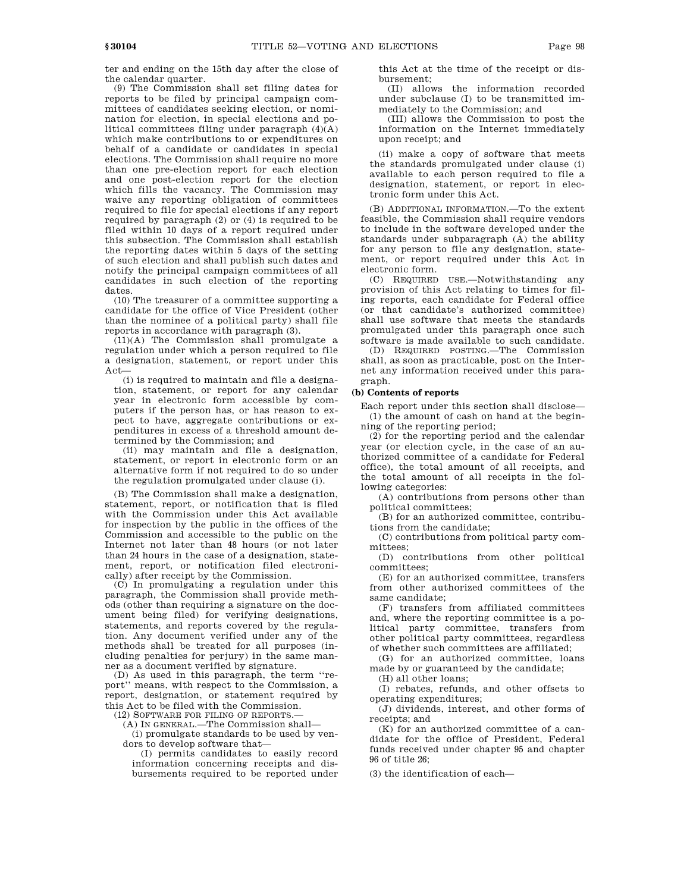ter and ending on the 15th day after the close of the calendar quarter.

(9) The Commission shall set filing dates for reports to be filed by principal campaign committees of candidates seeking election, or nomination for election, in special elections and political committees filing under paragraph (4)(A) which make contributions to or expenditures on behalf of a candidate or candidates in special elections. The Commission shall require no more than one pre-election report for each election and one post-election report for the election which fills the vacancy. The Commission may waive any reporting obligation of committees required to file for special elections if any report required by paragraph (2) or (4) is required to be filed within 10 days of a report required under this subsection. The Commission shall establish the reporting dates within 5 days of the setting of such election and shall publish such dates and notify the principal campaign committees of all candidates in such election of the reporting dates.

(10) The treasurer of a committee supporting a candidate for the office of Vice President (other than the nominee of a political party) shall file reports in accordance with paragraph (3).

(11)(A) The Commission shall promulgate a regulation under which a person required to file a designation, statement, or report under this Act—

(i) is required to maintain and file a designation, statement, or report for any calendar year in electronic form accessible by computers if the person has, or has reason to expect to have, aggregate contributions or expenditures in excess of a threshold amount determined by the Commission; and

(ii) may maintain and file a designation, statement, or report in electronic form or an alternative form if not required to do so under the regulation promulgated under clause (i).

(B) The Commission shall make a designation, statement, report, or notification that is filed with the Commission under this Act available for inspection by the public in the offices of the Commission and accessible to the public on the Internet not later than 48 hours (or not later than 24 hours in the case of a designation, statement, report, or notification filed electronically) after receipt by the Commission.

(C) In promulgating a regulation under this paragraph, the Commission shall provide methods (other than requiring a signature on the document being filed) for verifying designations, statements, and reports covered by the regulation. Any document verified under any of the methods shall be treated for all purposes (including penalties for perjury) in the same manner as a document verified by signature.

(D) As used in this paragraph, the term ''report'' means, with respect to the Commission, a report, designation, or statement required by this Act to be filed with the Commission.

(12) SOFTWARE FOR FILING OF REPORTS.—

(A) IN GENERAL.—The Commission shall—

(i) promulgate standards to be used by vendors to develop software that—

(I) permits candidates to easily record information concerning receipts and disbursements required to be reported under this Act at the time of the receipt or disbursement;

(II) allows the information recorded under subclause (I) to be transmitted immediately to the Commission; and

(III) allows the Commission to post the information on the Internet immediately upon receipt; and

(ii) make a copy of software that meets the standards promulgated under clause (i) available to each person required to file a designation, statement, or report in electronic form under this Act.

(B) ADDITIONAL INFORMATION.—To the extent feasible, the Commission shall require vendors to include in the software developed under the standards under subparagraph (A) the ability for any person to file any designation, statement, or report required under this Act in electronic form.

(C) REQUIRED USE.—Notwithstanding any provision of this Act relating to times for filing reports, each candidate for Federal office (or that candidate's authorized committee) shall use software that meets the standards promulgated under this paragraph once such software is made available to such candidate.

(D) REQUIRED POSTING.—The Commission shall, as soon as practicable, post on the Internet any information received under this paragraph.

**(b) Contents of reports**

Each report under this section shall disclose—

(1) the amount of cash on hand at the beginning of the reporting period;

(2) for the reporting period and the calendar year (or election cycle, in the case of an authorized committee of a candidate for Federal office), the total amount of all receipts, and the total amount of all receipts in the following categories:

(A) contributions from persons other than political committees;

(B) for an authorized committee, contributions from the candidate;

(C) contributions from political party committees;

(D) contributions from other political committees;

(E) for an authorized committee, transfers from other authorized committees of the same candidate;

(F) transfers from affiliated committees and, where the reporting committee is a political party committee, transfers from other political party committees, regardless of whether such committees are affiliated;

(G) for an authorized committee, loans made by or guaranteed by the candidate;

(H) all other loans;

(I) rebates, refunds, and other offsets to operating expenditures;

(J) dividends, interest, and other forms of receipts; and

(K) for an authorized committee of a candidate for the office of President, Federal funds received under chapter 95 and chapter 96 of title 26;

(3) the identification of each—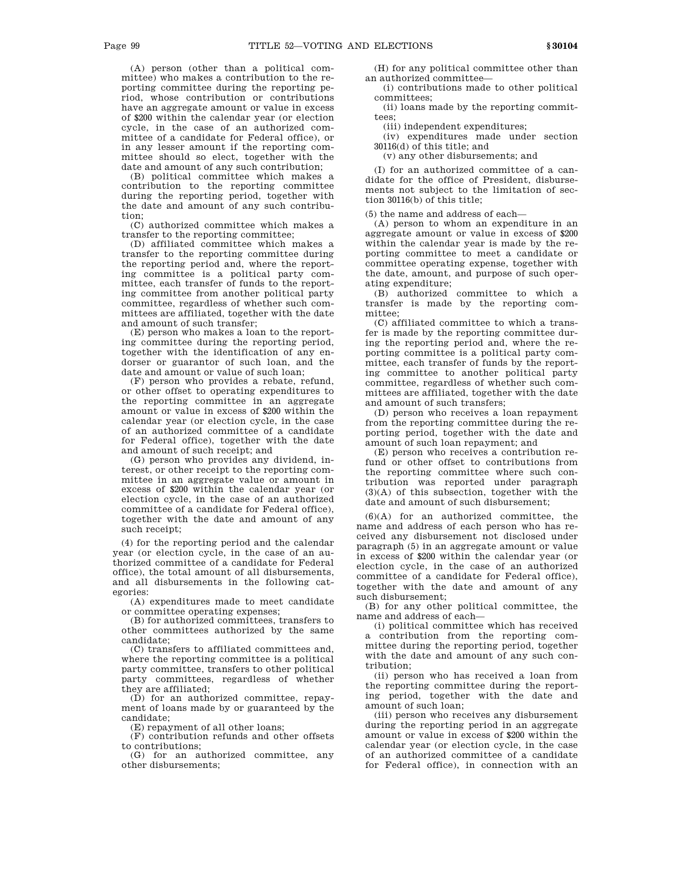(A) person (other than a political committee) who makes a contribution to the reporting committee during the reporting period, whose contribution or contributions have an aggregate amount or value in excess of $200 within the calendar year (or election cycle, in the case of an authorized committee of a candidate for Federal office), or in any lesser amount if the reporting committee should so elect, together with the date and amount of any such contribution;

(B) political committee which makes a contribution to the reporting committee during the reporting period, together with the date and amount of any such contribution;

(C) authorized committee which makes a transfer to the reporting committee;

(D) affiliated committee which makes a transfer to the reporting committee during the reporting period and, where the reporting committee is a political party committee, each transfer of funds to the reporting committee from another political party committee, regardless of whether such committees are affiliated, together with the date and amount of such transfer;

(E) person who makes a loan to the reporting committee during the reporting period, together with the identification of any endorser or guarantor of such loan, and the date and amount or value of such loan;

(F) person who provides a rebate, refund, or other offset to operating expenditures to the reporting committee in an aggregate amount or value in excess of $200 within the calendar year (or election cycle, in the case of an authorized committee of a candidate for Federal office), together with the date and amount of such receipt; and

(G) person who provides any dividend, interest, or other receipt to the reporting committee in an aggregate value or amount in excess of $200 within the calendar year (or election cycle, in the case of an authorized committee of a candidate for Federal office), together with the date and amount of any such receipt;

(4) for the reporting period and the calendar year (or election cycle, in the case of an authorized committee of a candidate for Federal office), the total amount of all disbursements, and all disbursements in the following categories:

(A) expenditures made to meet candidate or committee operating expenses;

(B) for authorized committees, transfers to other committees authorized by the same candidate;

(C) transfers to affiliated committees and, where the reporting committee is a political party committee, transfers to other political party committees, regardless of whether they are affiliated;

(D) for an authorized committee, repayment of loans made by or guaranteed by the candidate;

(E) repayment of all other loans;

(F) contribution refunds and other offsets to contributions;

(G) for an authorized committee, any other disbursements;

(H) for any political committee other than an authorized committee—

(i) contributions made to other political committees;

(ii) loans made by the reporting committees;

(iii) independent expenditures;

(iv) expenditures made under section 30116(d) of this title; and

(v) any other disbursements; and

(I) for an authorized committee of a candidate for the office of President, disbursements not subject to the limitation of section 30116(b) of this title;

(5) the name and address of each—

(A) person to whom an expenditure in an aggregate amount or value in excess of $200 within the calendar year is made by the reporting committee to meet a candidate or committee operating expense, together with the date, amount, and purpose of such operating expenditure;

(B) authorized committee to which a transfer is made by the reporting committee;

(C) affiliated committee to which a transfer is made by the reporting committee during the reporting period and, where the reporting committee is a political party committee, each transfer of funds by the reporting committee to another political party committee, regardless of whether such committees are affiliated, together with the date and amount of such transfers;

(D) person who receives a loan repayment from the reporting committee during the reporting period, together with the date and amount of such loan repayment; and

(E) person who receives a contribution refund or other offset to contributions from the reporting committee where such contribution was reported under paragraph (3)(A) of this subsection, together with the date and amount of such disbursement;

(6)(A) for an authorized committee, the name and address of each person who has received any disbursement not disclosed under paragraph (5) in an aggregate amount or value in excess of $200 within the calendar year (or election cycle, in the case of an authorized committee of a candidate for Federal office), together with the date and amount of any such disbursement;

(B) for any other political committee, the name and address of each—

(i) political committee which has received a contribution from the reporting committee during the reporting period, together with the date and amount of any such contribution;

(ii) person who has received a loan from the reporting committee during the reporting period, together with the date and amount of such loan;

(iii) person who receives any disbursement during the reporting period in an aggregate amount or value in excess of $200 within the calendar year (or election cycle, in the case of an authorized committee of a candidate for Federal office), in connection with an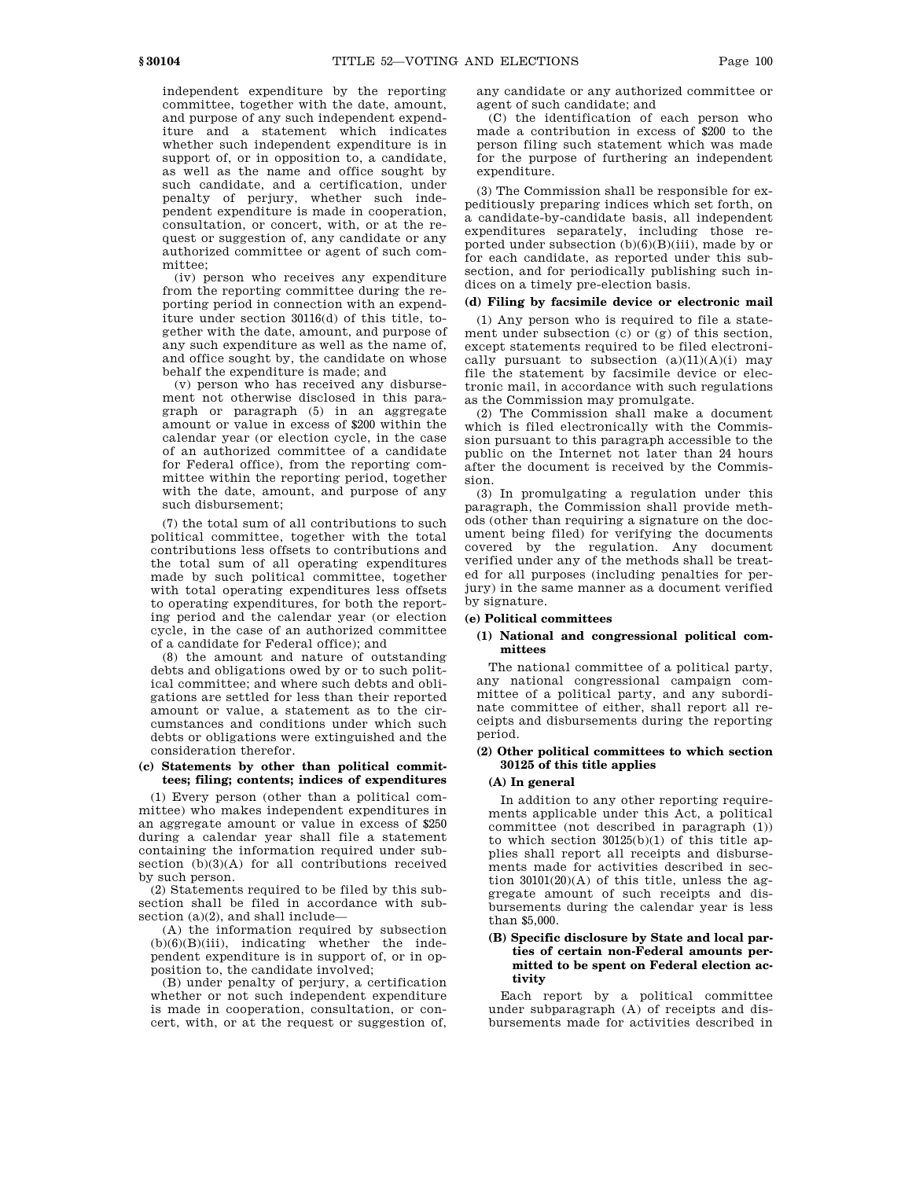independent expenditure by the reporting committee, together with the date, amount, and purpose of any such independent expenditure and a statement which indicates whether such independent expenditure is in support of, or in opposition to, a candidate, as well as the name and office sought by such candidate, and a certification, under penalty of perjury, whether such independent expenditure is made in cooperation, consultation, or concert, with, or at the request or suggestion of, any candidate or any authorized committee or agent of such committee;

(iv) person who receives any expenditure from the reporting committee during the reporting period in connection with an expenditure under section 30116(d) of this title, together with the date, amount, and purpose of any such expenditure as well as the name of, and office sought by, the candidate on whose behalf the expenditure is made; and

(v) person who has received any disbursement not otherwise disclosed in this paragraph or paragraph (5) in an aggregate amount or value in excess of $200 within the calendar year (or election cycle, in the case of an authorized committee of a candidate for Federal office), from the reporting committee within the reporting period, together with the date, amount, and purpose of any such disbursement;

(7) the total sum of all contributions to such political committee, together with the total contributions less offsets to contributions and the total sum of all operating expenditures made by such political committee, together with total operating expenditures less offsets to operating expenditures, for both the reporting period and the calendar year (or election cycle, in the case of an authorized committee of a candidate for Federal office); and

(8) the amount and nature of outstanding debts and obligations owed by or to such political committee; and where such debts and obligations are settled for less than their reported amount or value, a statement as to the circumstances and conditions under which such debts or obligations were extinguished and the consideration therefor.

### (c) Statements by other than political committees; filing; contents; indices of expenditures

(1) Every person (other than a political committee) who makes independent expenditures in an aggregate amount or value in excess of $250 during a calendar year shall file a statement containing the information required under subsection (b)(3)(A) for all contributions received by such person.

(2) Statements required to be filed by this subsection shall be filed in accordance with subsection (a)(2), and shall include—

(A) the information required by subsection (b)(6)(B)(iii), indicating whether the independent expenditure is in support of, or in opposition to, the candidate involved;

(B) under penalty of perjury, a certification whether or not such independent expenditure is made in cooperation, consultation, or concert, with, or at the request or suggestion of, any candidate or any authorized committee or agent of such candidate; and

(C) the identification of each person who made a contribution in excess of $200 to the person filing such statement which was made for the purpose of furthering an independent expenditure.

(3) The Commission shall be responsible for expeditiously preparing indices which set forth, on a candidate-by-candidate basis, all independent expenditures separately, including those reported under subsection (b)(6)(B)(iii), made by or for each candidate, as reported under this subsection, and for periodically publishing such indices on a timely pre-election basis.

### (d) Filing by facsimile device or electronic mail

(1) Any person who is required to file a statement under subsection (c) or (g) of this section, except statements required to be filed electronically pursuant to subsection (a)(11)(A)(i) may file the statement by facsimile device or electronic mail, in accordance with such regulations as the Commission may promulgate.

(2) The Commission shall make a document which is filed electronically with the Commission pursuant to this paragraph accessible to the public on the Internet not later than 24 hours after the document is received by the Commission.

(3) In promulgating a regulation under this paragraph, the Commission shall provide methods (other than requiring a signature on the document being filed) for verifying the documents covered by the regulation. Any document verified under any of the methods shall be treated for all purposes (including penalties for perjury) in the same manner as a document verified by signature.

### (e) Political committees

#### (1) National and congressional political committees

The national committee of a political party, any national congressional campaign committee of a political party, and any subordinate committee of either, shall report all receipts and disbursements during the reporting period.

#### (2) Other political committees to which section 30125 of this title applies

##### (A) In general

In addition to any other reporting requirements applicable under this Act, a political committee (not described in paragraph (1)) to which section 30125(b)(1) of this title applies shall report all receipts and disbursements made for activities described in section 30101(20)(A) of this title, unless the aggregate amount of such receipts and disbursements during the calendar year is less than $5,000.

##### (B) Specific disclosure by State and local parties of certain non-Federal amounts permitted to be spent on Federal election activity

Each report by a political committee under subparagraph (A) of receipts and disbursements made for activities described in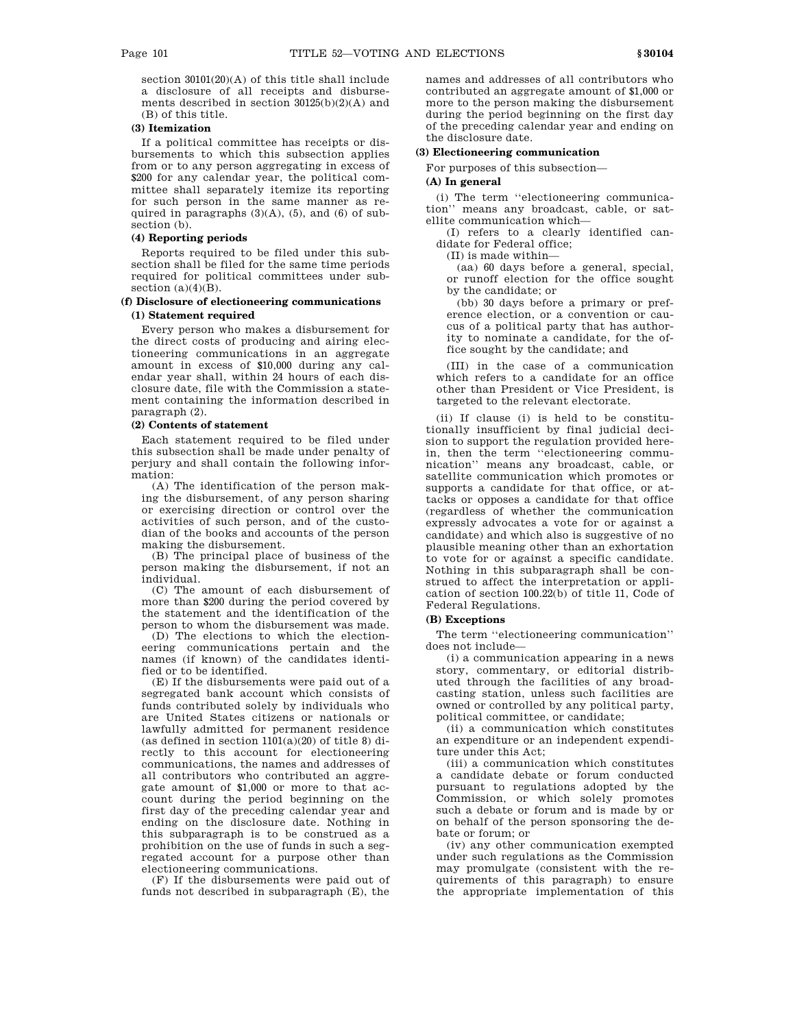section 30101(20)(A) of this title shall include a disclosure of all receipts and disbursements described in section 30125(b)(2)(A) and (B) of this title.

**(3) Itemization**

If a political committee has receipts or disbursements to which this subsection applies from or to any person aggregating in excess of $200 for any calendar year, the political committee shall separately itemize its reporting for such person in the same manner as required in paragraphs (3)(A), (5), and (6) of subsection (b).

**(4) Reporting periods**

Reports required to be filed under this subsection shall be filed for the same time periods required for political committees under subsection (a)(4)(B).

**(f) Disclosure of electioneering communications**

**(1) Statement required**

Every person who makes a disbursement for the direct costs of producing and airing electioneering communications in an aggregate amount in excess of $10,000 during any calendar year shall, within 24 hours of each disclosure date, file with the Commission a statement containing the information described in paragraph (2).

**(2) Contents of statement**

Each statement required to be filed under this subsection shall be made under penalty of perjury and shall contain the following information:

(A) The identification of the person making the disbursement, of any person sharing or exercising direction or control over the activities of such person, and of the custodian of the books and accounts of the person making the disbursement.

(B) The principal place of business of the person making the disbursement, if not an individual.

(C) The amount of each disbursement of more than $200 during the period covered by the statement and the identification of the person to whom the disbursement was made.

(D) The elections to which the electioneering communications pertain and the names (if known) of the candidates identified or to be identified.

(E) If the disbursements were paid out of a segregated bank account which consists of funds contributed solely by individuals who are United States citizens or nationals or lawfully admitted for permanent residence (as defined in section 1101(a)(20) of title 8) directly to this account for electioneering communications, the names and addresses of all contributors who contributed an aggregate amount of $1,000 or more to that account during the period beginning on the first day of the preceding calendar year and ending on the disclosure date. Nothing in this subparagraph is to be construed as a prohibition on the use of funds in such a segregated account for a purpose other than electioneering communications.

(F) If the disbursements were paid out of funds not described in subparagraph (E), the names and addresses of all contributors who contributed an aggregate amount of $1,000 or more to the person making the disbursement during the period beginning on the first day of the preceding calendar year and ending on the disclosure date.

**(3) Electioneering communication**

For purposes of this subsection—

**(A) In general**

(i) The term ''electioneering communication'' means any broadcast, cable, or satellite communication which—

(I) refers to a clearly identified candidate for Federal office;

(II) is made within—

(aa) 60 days before a general, special, or runoff election for the office sought by the candidate; or

(bb) 30 days before a primary or preference election, or a convention or caucus of a political party that has authority to nominate a candidate, for the office sought by the candidate; and

(III) in the case of a communication which refers to a candidate for an office other than President or Vice President, is targeted to the relevant electorate.

(ii) If clause (i) is held to be constitutionally insufficient by final judicial decision to support the regulation provided herein, then the term ''electioneering communication'' means any broadcast, cable, or satellite communication which promotes or supports a candidate for that office, or attacks or opposes a candidate for that office (regardless of whether the communication expressly advocates a vote for or against a candidate) and which also is suggestive of no plausible meaning other than an exhortation to vote for or against a specific candidate. Nothing in this subparagraph shall be construed to affect the interpretation or application of section 100.22(b) of title 11, Code of Federal Regulations.

**(B) Exceptions**

The term ''electioneering communication'' does not include—

(i) a communication appearing in a news story, commentary, or editorial distributed through the facilities of any broadcasting station, unless such facilities are owned or controlled by any political party, political committee, or candidate;

(ii) a communication which constitutes an expenditure or an independent expenditure under this Act;

(iii) a communication which constitutes a candidate debate or forum conducted pursuant to regulations adopted by the Commission, or which solely promotes such a debate or forum and is made by or on behalf of the person sponsoring the debate or forum; or

(iv) any other communication exempted under such regulations as the Commission may promulgate (consistent with the requirements of this paragraph) to ensure the appropriate implementation of this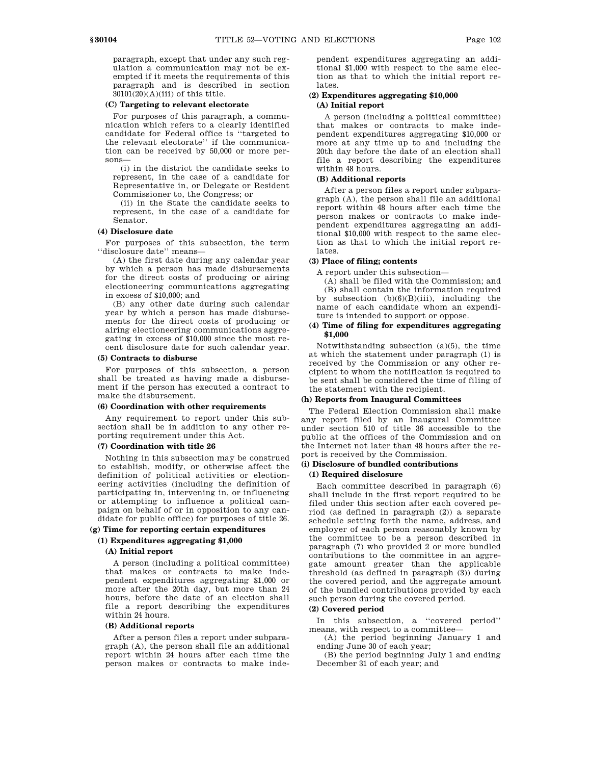paragraph, except that under any such regulation a communication may not be exempted if it meets the requirements of this paragraph and is described in section 30101(20)(A)(iii) of this title.

**(C) Targeting to relevant electorate**

For purposes of this paragraph, a communication which refers to a clearly identified candidate for Federal office is ''targeted to the relevant electorate'' if the communication can be received by 50,000 or more persons—

(i) in the district the candidate seeks to represent, in the case of a candidate for Representative in, or Delegate or Resident Commissioner to, the Congress; or

(ii) in the State the candidate seeks to represent, in the case of a candidate for Senator.

**(4) Disclosure date**

For purposes of this subsection, the term ''disclosure date'' means—

(A) the first date during any calendar year by which a person has made disbursements for the direct costs of producing or airing electioneering communications aggregating in excess of $10,000; and

(B) any other date during such calendar year by which a person has made disbursements for the direct costs of producing or airing electioneering communications aggregating in excess of $10,000 since the most recent disclosure date for such calendar year.

**(5) Contracts to disburse**

For purposes of this subsection, a person shall be treated as having made a disbursement if the person has executed a contract to make the disbursement.

**(6) Coordination with other requirements**

Any requirement to report under this subsection shall be in addition to any other reporting requirement under this Act.

**(7) Coordination with title 26**

Nothing in this subsection may be construed to establish, modify, or otherwise affect the definition of political activities or electioneering activities (including the definition of participating in, intervening in, or influencing or attempting to influence a political campaign on behalf of or in opposition to any candidate for public office) for purposes of title 26.

**(g) Time for reporting certain expenditures**

**(1) Expenditures aggregating $1,000**

**(A) Initial report**

A person (including a political committee) that makes or contracts to make independent expenditures aggregating $1,000 or more after the 20th day, but more than 24 hours, before the date of an election shall file a report describing the expenditures within 24 hours.

**(B) Additional reports**

After a person files a report under subparagraph (A), the person shall file an additional report within 24 hours after each time the person makes or contracts to make independent expenditures aggregating an additional $1,000 with respect to the same election as that to which the initial report relates.

**(2) Expenditures aggregating $10,000**

**(A) Initial report**

A person (including a political committee) that makes or contracts to make independent expenditures aggregating $10,000 or more at any time up to and including the 20th day before the date of an election shall file a report describing the expenditures within 48 hours.

**(B) Additional reports**

After a person files a report under subparagraph (A), the person shall file an additional report within 48 hours after each time the person makes or contracts to make independent expenditures aggregating an additional $10,000 with respect to the same election as that to which the initial report relates.

**(3) Place of filing; contents**

A report under this subsection—

(A) shall be filed with the Commission; and

(B) shall contain the information required by subsection (b)(6)(B)(iii), including the name of each candidate whom an expenditure is intended to support or oppose.

**(4) Time of filing for expenditures aggregating $1,000**

Notwithstanding subsection (a)(5), the time at which the statement under paragraph (1) is received by the Commission or any other recipient to whom the notification is required to be sent shall be considered the time of filing of the statement with the recipient.

**(h) Reports from Inaugural Committees**

The Federal Election Commission shall make any report filed by an Inaugural Committee under section 510 of title 36 accessible to the public at the offices of the Commission and on the Internet not later than 48 hours after the report is received by the Commission.

**(i) Disclosure of bundled contributions**

**(1) Required disclosure**

Each committee described in paragraph (6) shall include in the first report required to be filed under this section after each covered period (as defined in paragraph (2)) a separate schedule setting forth the name, address, and employer of each person reasonably known by the committee to be a person described in paragraph (7) who provided 2 or more bundled contributions to the committee in an aggregate amount greater than the applicable threshold (as defined in paragraph (3)) during the covered period, and the aggregate amount of the bundled contributions provided by each such person during the covered period.

**(2) Covered period**

In this subsection, a ''covered period'' means, with respect to a committee—

(A) the period beginning January 1 and ending June 30 of each year;

(B) the period beginning July 1 and ending December 31 of each year; and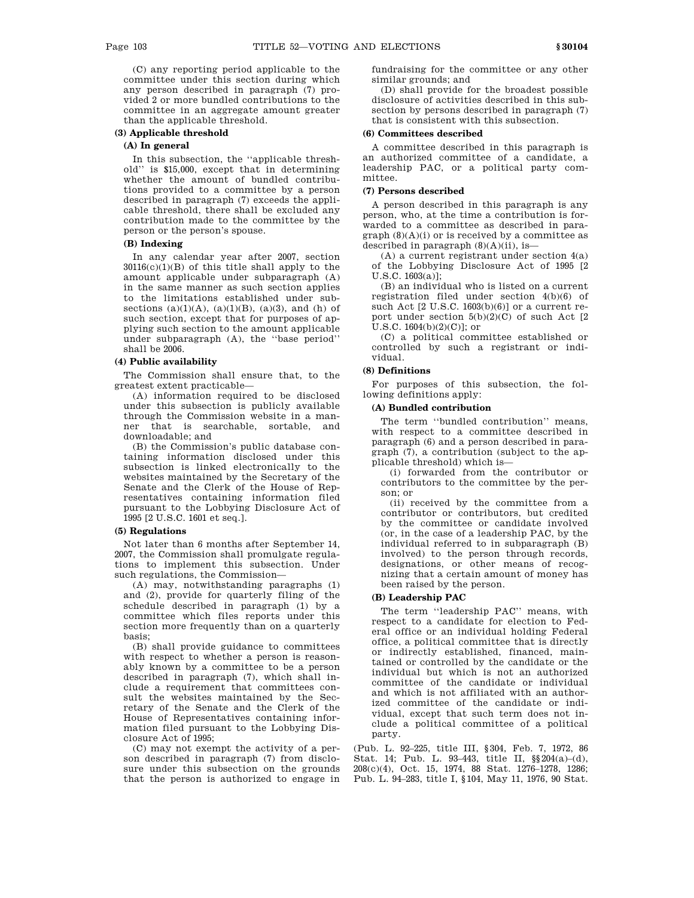(C) any reporting period applicable to the committee under this section during which any person described in paragraph (7) provided 2 or more bundled contributions to the committee in an aggregate amount greater than the applicable threshold.

#### (3) Applicable threshold

##### (A) In general

In this subsection, the ''applicable threshold'' is $15,000, except that in determining whether the amount of bundled contributions provided to a committee by a person described in paragraph (7) exceeds the applicable threshold, there shall be excluded any contribution made to the committee by the person or the person's spouse.

##### (B) Indexing

In any calendar year after 2007, section 30116(c)(1)(B) of this title shall apply to the amount applicable under subparagraph (A) in the same manner as such section applies to the limitations established under subsections (a)(1)(A), (a)(1)(B), (a)(3), and (h) of such section, except that for purposes of applying such section to the amount applicable under subparagraph (A), the ''base period'' shall be 2006.

#### (4) Public availability

The Commission shall ensure that, to the greatest extent practicable—

(A) information required to be disclosed under this subsection is publicly available through the Commission website in a manner that is searchable, sortable, and downloadable; and

(B) the Commission's public database containing information disclosed under this subsection is linked electronically to the websites maintained by the Secretary of the Senate and the Clerk of the House of Representatives containing information filed pursuant to the Lobbying Disclosure Act of 1995 [2 U.S.C. 1601 et seq.].

#### (5) Regulations

Not later than 6 months after September 14, 2007, the Commission shall promulgate regulations to implement this subsection. Under such regulations, the Commission—

(A) may, notwithstanding paragraphs (1) and (2), provide for quarterly filing of the schedule described in paragraph (1) by a committee which files reports under this section more frequently than on a quarterly basis;

(B) shall provide guidance to committees with respect to whether a person is reasonably known by a committee to be a person described in paragraph (7), which shall include a requirement that committees consult the websites maintained by the Secretary of the Senate and the Clerk of the House of Representatives containing information filed pursuant to the Lobbying Disclosure Act of 1995;

(C) may not exempt the activity of a person described in paragraph (7) from disclosure under this subsection on the grounds that the person is authorized to engage in fundraising for the committee or any other similar grounds; and

(D) shall provide for the broadest possible disclosure of activities described in this subsection by persons described in paragraph (7) that is consistent with this subsection.

#### (6) Committees described

A committee described in this paragraph is an authorized committee of a candidate, a leadership PAC, or a political party committee.

#### (7) Persons described

A person described in this paragraph is any person, who, at the time a contribution is forwarded to a committee as described in paragraph (8)(A)(i) or is received by a committee as described in paragraph (8)(A)(ii), is—

(A) a current registrant under section 4(a) of the Lobbying Disclosure Act of 1995 [2 U.S.C. 1603(a)];

(B) an individual who is listed on a current registration filed under section 4(b)(6) of such Act [2 U.S.C. 1603(b)(6)] or a current report under section 5(b)(2)(C) of such Act [2 U.S.C. 1604(b)(2)(C)]; or

(C) a political committee established or controlled by such a registrant or individual.

#### (8) Definitions

For purposes of this subsection, the following definitions apply:

##### (A) Bundled contribution

The term ''bundled contribution'' means, with respect to a committee described in paragraph (6) and a person described in paragraph (7), a contribution (subject to the applicable threshold) which is—

(i) forwarded from the contributor or contributors to the committee by the person; or

(ii) received by the committee from a contributor or contributors, but credited by the committee or candidate involved (or, in the case of a leadership PAC, by the individual referred to in subparagraph (B) involved) to the person through records, designations, or other means of recognizing that a certain amount of money has been raised by the person.

##### (B) Leadership PAC

The term ''leadership PAC'' means, with respect to a candidate for election to Federal office or an individual holding Federal office, a political committee that is directly or indirectly established, financed, maintained or controlled by the candidate or the individual but which is not an authorized committee of the candidate or individual and which is not affiliated with an authorized committee of the candidate or individual, except that such term does not include a political committee of a political party.

(Pub. L. 92–225, title III, §304, Feb. 7, 1972, 86 Stat. 14; Pub. L. 93–443, title II, §§204(a)–(d), 208(c)(4), Oct. 15, 1974, 88 Stat. 1276–1278, 1286; Pub. L. 94–283, title I, §104, May 11, 1976, 90 Stat.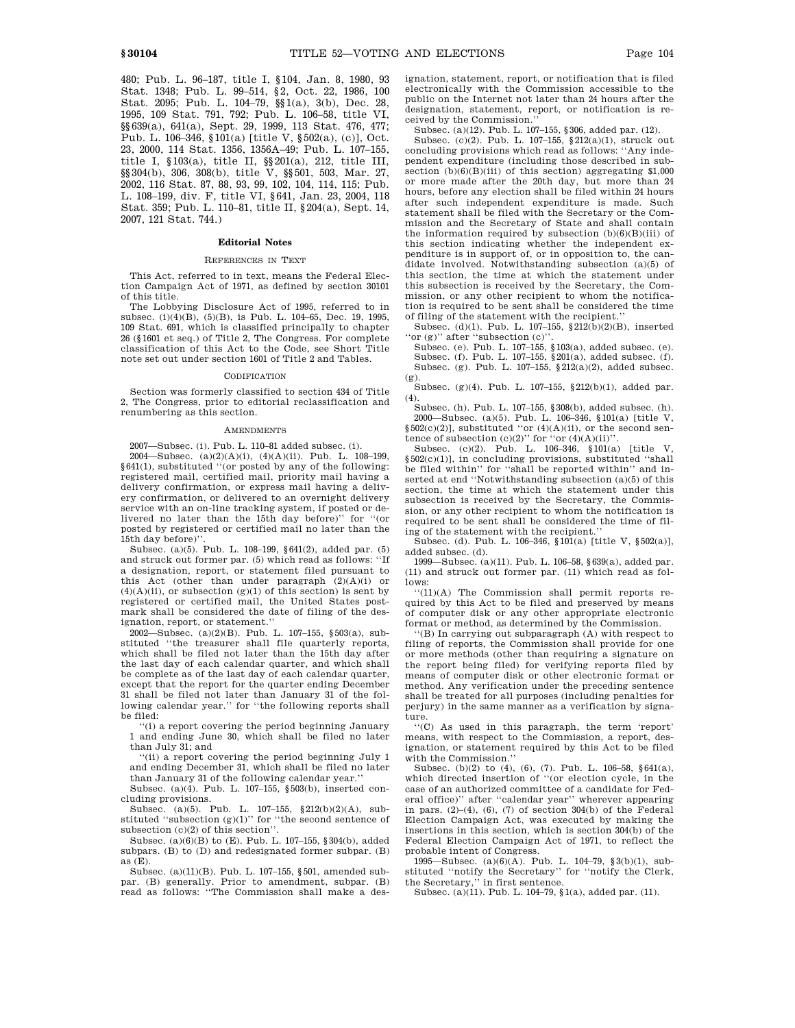480; Pub. L. 96–187, title I, §104, Jan. 8, 1980, 93 Stat. 1348; Pub. L. 99–514, §2, Oct. 22, 1986, 100 Stat. 2095; Pub. L. 104–79, §§1(a), 3(b), Dec. 28, 1995, 109 Stat. 791, 792; Pub. L. 106–58, title VI, §§639(a), 641(a), Sept. 29, 1999, 113 Stat. 476, 477; Pub. L. 106–346, §101(a) [title V, §502(a), (c)], Oct. 23, 2000, 114 Stat. 1356, 1356A–49; Pub. L. 107–155, title I, §103(a), title II, §§201(a), 212, title III, §§304(b), 306, 308(b), title V, §§501, 503, Mar. 27, 2002, 116 Stat. 87, 88, 93, 99, 102, 104, 114, 115; Pub. L. 108–199, div. F, title VI, §641, Jan. 23, 2004, 118 Stat. 359; Pub. L. 110–81, title II, §204(a), Sept. 14, 2007, 121 Stat. 744.)

#### Editorial Notes

##### References in Text

This Act, referred to in text, means the Federal Election Campaign Act of 1971, as defined by section 30101 of this title.

The Lobbying Disclosure Act of 1995, referred to in subsec. (i)(4)(B), (5)(B), is Pub. L. 104–65, Dec. 19, 1995, 109 Stat. 691, which is classified principally to chapter 26 (§1601 et seq.) of Title 2, The Congress. For complete classification of this Act to the Code, see Short Title note set out under section 1601 of Title 2 and Tables.

##### Codification

Section was formerly classified to section 434 of Title 2, The Congress, prior to editorial reclassification and renumbering as this section.

##### Amendments

2007—Subsec. (i). Pub. L. 110–81 added subsec. (i).

2004—Subsec. (a)(2)(A)(i), (4)(A)(ii). Pub. L. 108–199, §641(1), substituted "(or posted by any of the following: registered mail, certified mail, priority mail having a delivery confirmation, or express mail having a delivery confirmation, or delivered to an overnight delivery service with an on-line tracking system, if posted or delivered no later than the 15th day before)" for "(or posted by registered or certified mail no later than the 15th day before)".

Subsec. (a)(5). Pub. L. 108–199, §641(2), added par. (5) and struck out former par. (5) which read as follows: "If a designation, report, or statement filed pursuant to this Act (other than under paragraph (2)(A)(i) or (4)(A)(ii), or subsection (g)(1) of this section) is sent by registered or certified mail, the United States postmark shall be considered the date of filing of the designation, report, or statement."

2002—Subsec. (a)(2)(B). Pub. L. 107–155, §503(a), substituted "the treasurer shall file quarterly reports, which shall be filed not later than the 15th day after the last day of each calendar quarter, and which shall be complete as of the last day of each calendar quarter, except that the report for the quarter ending December 31 shall be filed not later than January 31 of the following calendar year." for "the following reports shall be filed:

"(i) a report covering the period beginning January 1 and ending June 30, which shall be filed no later than July 31; and

"(ii) a report covering the period beginning July 1 and ending December 31, which shall be filed no later than January 31 of the following calendar year."

Subsec. (a)(4). Pub. L. 107–155, §503(b), inserted concluding provisions.

Subsec. (a)(5). Pub. L. 107–155, §212(b)(2)(A), substituted "subsection (g)(1)" for "the second sentence of subsection (c)(2) of this section".

Subsec. (a)(6)(B) to (E). Pub. L. 107–155, §304(b), added subpars. (B) to (D) and redesignated former subpar. (B) as (E).

Subsec. (a)(11)(B). Pub. L. 107–155, §501, amended subpar. (B) generally. Prior to amendment, subpar. (B) read as follows: "The Commission shall make a designation, statement, report, or notification that is filed electronically with the Commission accessible to the public on the Internet not later than 24 hours after the designation, statement, report, or notification is received by the Commission."

Subsec. (a)(12). Pub. L. 107–155, §306, added par. (12).

Subsec. (c)(2). Pub. L. 107–155, §212(a)(1), struck out concluding provisions which read as follows: "Any independent expenditure (including those described in subsection (b)(6)(B)(iii) of this section) aggregating $1,000 or more made after the 20th day, but more than 24 hours, before any election shall be filed within 24 hours after such independent expenditure is made. Such statement shall be filed with the Secretary or the Commission and the Secretary of State and shall contain the information required by subsection (b)(6)(B)(iii) of this section indicating whether the independent expenditure is in support of, or in opposition to, the candidate involved. Notwithstanding subsection (a)(5) of this section, the time at which the statement under this subsection is received by the Secretary, the Commission, or any other recipient to whom the notification is required to be sent shall be considered the time of filing of the statement with the recipient."

Subsec. (d)(1). Pub. L. 107–155, §212(b)(2)(B), inserted "or (g)" after "subsection (c)".

Subsec. (e). Pub. L. 107–155, §103(a), added subsec. (e).

Subsec. (f). Pub. L. 107–155, §201(a), added subsec. (f).

Subsec. (g). Pub. L. 107–155, §212(a)(2), added subsec. (g).

Subsec. (g)(4). Pub. L. 107–155, §212(b)(1), added par. (4).

Subsec. (h). Pub. L. 107–155, §308(b), added subsec. (h).

2000—Subsec. (a)(5). Pub. L. 106–346, §101(a) [title V, §502(c)(2)], substituted "or (4)(A)(ii), or the second sentence of subsection (c)(2)" for "or (4)(A)(ii)".

Subsec. (c)(2). Pub. L. 106–346, §101(a) [title V, §502(c)(1)], in concluding provisions, substituted "shall be filed within" for "shall be reported within" and inserted at end "Notwithstanding subsection (a)(5) of this section, the time at which the statement under this subsection is received by the Secretary, the Commission, or any other recipient to whom the notification is required to be sent shall be considered the time of filing of the statement with the recipient."

Subsec. (d). Pub. L. 106–346, §101(a) [title V, §502(a)], added subsec. (d).

1999—Subsec. (a)(11). Pub. L. 106–58, §639(a), added par. (11) and struck out former par. (11) which read as follows:

"(11)(A) The Commission shall permit reports required by this Act to be filed and preserved by means of computer disk or any other appropriate electronic format or method, as determined by the Commission.

"(B) In carrying out subparagraph (A) with respect to filing of reports, the Commission shall provide for one or more methods (other than requiring a signature on the report being filed) for verifying reports filed by means of computer disk or other electronic format or method. Any verification under the preceding sentence shall be treated for all purposes (including penalties for perjury) in the same manner as a verification by signature.

"(C) As used in this paragraph, the term 'report' means, with respect to the Commission, a report, designation, or statement required by this Act to be filed with the Commission."

Subsec. (b)(2) to (4), (6), (7). Pub. L. 106–58, §641(a), which directed insertion of "(or election cycle, in the case of an authorized committee of a candidate for Federal office)" after "calendar year" wherever appearing in pars. (2)–(4), (6), (7) of section 304(b) of the Federal Election Campaign Act, was executed by making the insertions in this section, which is section 304(b) of the Federal Election Campaign Act of 1971, to reflect the probable intent of Congress.

1995—Subsec. (a)(6)(A). Pub. L. 104–79, §3(b)(1), substituted "notify the Secretary" for "notify the Clerk, the Secretary," in first sentence.

Subsec. (a)(11). Pub. L. 104–79, §1(a), added par. (11).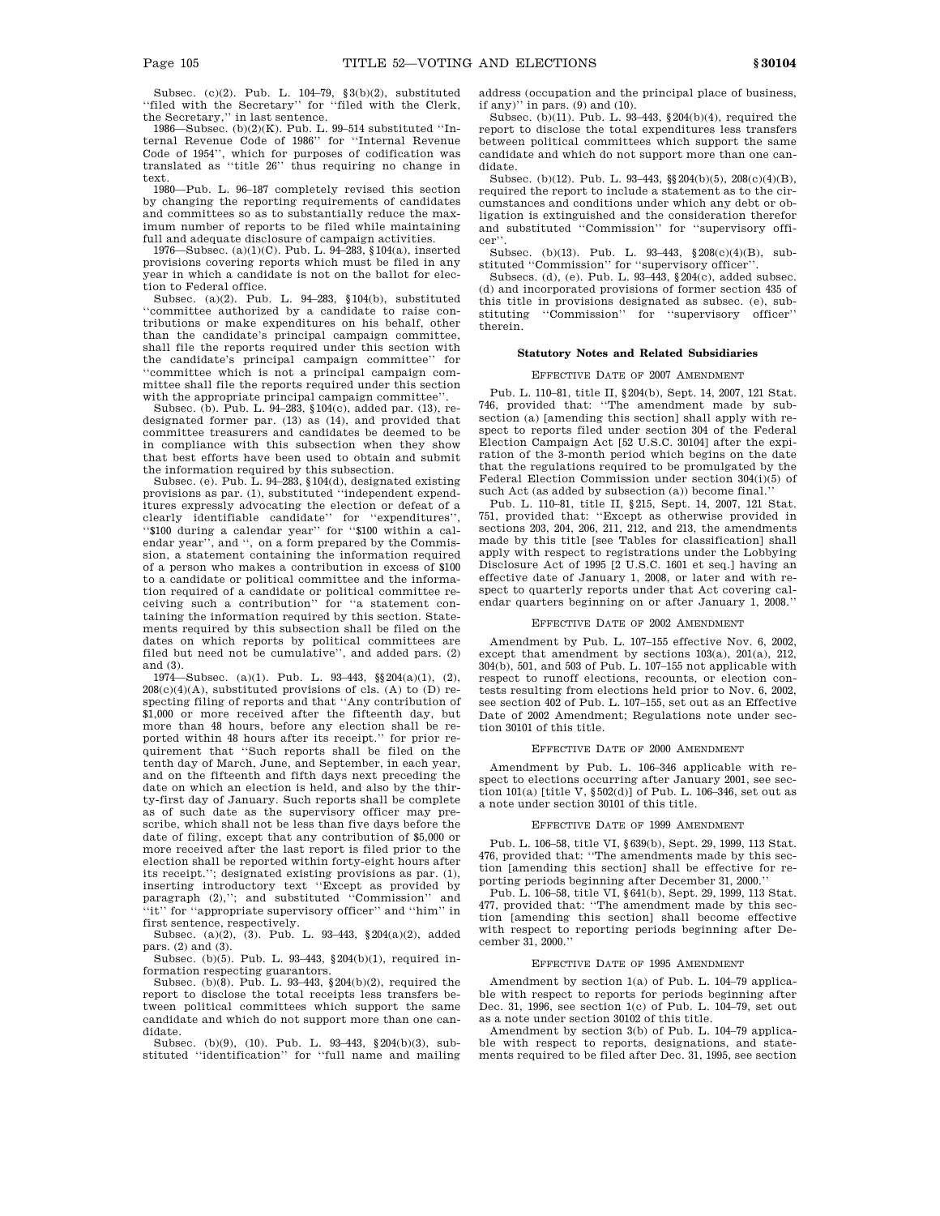Subsec. (c)(2). Pub. L. 104–79, §3(b)(2), substituted ''filed with the Secretary'' for ''filed with the Clerk, the Secretary,'' in last sentence.

1986—Subsec. (b)(2)(K). Pub. L. 99–514 substituted ''Internal Revenue Code of 1986'' for ''Internal Revenue Code of 1954'', which for purposes of codification was translated as ''title 26'' thus requiring no change in text.

1980—Pub. L. 96–187 completely revised this section by changing the reporting requirements of candidates and committees so as to substantially reduce the maximum number of reports to be filed while maintaining full and adequate disclosure of campaign activities.

1976—Subsec. (a)(1)(C). Pub. L. 94–283, §104(a), inserted provisions covering reports which must be filed in any year in which a candidate is not on the ballot for election to Federal office.

Subsec. (a)(2). Pub. L. 94–283, §104(b), substituted ''committee authorized by a candidate to raise contributions or make expenditures on his behalf, other than the candidate's principal campaign committee, shall file the reports required under this section with the candidate's principal campaign committee'' for ''committee which is not a principal campaign committee shall file the reports required under this section with the appropriate principal campaign committee''.

Subsec. (b). Pub. L. 94–283, §104(c), added par. (13), redesignated former par. (13) as (14), and provided that committee treasurers and candidates be deemed to be in compliance with this subsection when they show that best efforts have been used to obtain and submit the information required by this subsection.

Subsec. (e). Pub. L. 94–283, §104(d), designated existing provisions as par. (1), substituted ''independent expenditures expressly advocating the election or defeat of a clearly identifiable candidate'' for ''expenditures'', ''$100 during a calendar year'' for ''$100 within a calendar year'', and '', on a form prepared by the Commission, a statement containing the information required of a person who makes a contribution in excess of $100 to a candidate or political committee and the information required of a candidate or political committee receiving such a contribution'' for ''a statement containing the information required by this section. Statements required by this subsection shall be filed on the dates on which reports by political committees are filed but need not be cumulative'', and added pars. (2) and (3).

1974—Subsec. (a)(1). Pub. L. 93–443, §§204(a)(1), (2), 208(c)(4)(A), substituted provisions of cls. (A) to (D) respecting filing of reports and that ''Any contribution of $1,000 or more received after the fifteenth day, but more than 48 hours, before any election shall be reported within 48 hours after its receipt.'' for prior requirement that ''Such reports shall be filed on the tenth day of March, June, and September, in each year, and on the fifteenth and fifth days next preceding the date on which an election is held, and also by the thirty-first day of January. Such reports shall be complete as of such date as the supervisory officer may prescribe, which shall not be less than five days before the date of filing, except that any contribution of $5,000 or more received after the last report is filed prior to the election shall be reported within forty-eight hours after its receipt.''; designated existing provisions as par. (1), inserting introductory text ''Except as provided by paragraph (2),''; and substituted ''Commission'' and ''it'' for ''appropriate supervisory officer'' and ''him'' in first sentence, respectively.

Subsec. (a)(2), (3). Pub. L. 93–443, §204(a)(2), added pars. (2) and (3).

Subsec. (b)(5). Pub. L. 93–443, §204(b)(1), required information respecting guarantors.

Subsec. (b)(8). Pub. L. 93–443, §204(b)(2), required the report to disclose the total receipts less transfers between political committees which support the same candidate and which do not support more than one candidate.

Subsec. (b)(9), (10). Pub. L. 93–443, §204(b)(3), substituted ''identification'' for ''full name and mailing address (occupation and the principal place of business, if any)'' in pars. (9) and (10).

Subsec. (b)(11). Pub. L. 93–443, §204(b)(4), required the report to disclose the total expenditures less transfers between political committees which support the same candidate and which do not support more than one candidate.

Subsec. (b)(12). Pub. L. 93–443, §§204(b)(5), 208(c)(4)(B), required the report to include a statement as to the circumstances and conditions under which any debt or obligation is extinguished and the consideration therefor and substituted ''Commission'' for ''supervisory officer''.

Subsec. (b)(13). Pub. L. 93–443, §208(c)(4)(B), substituted ''Commission'' for ''supervisory officer''.

Subsecs. (d), (e). Pub. L. 93–443, §204(c), added subsec. (d) and incorporated provisions of former section 435 of this title in provisions designated as subsec. (e), substituting ''Commission'' for ''supervisory officer'' therein.

## Statutory Notes and Related Subsidiaries

### Effective Date of 2007 Amendment

Pub. L. 110–81, title II, §204(b), Sept. 14, 2007, 121 Stat. 746, provided that: ''The amendment made by subsection (a) [amending this section] shall apply with respect to reports filed under section 304 of the Federal Election Campaign Act [52 U.S.C. 30104] after the expiration of the 3-month period which begins on the date that the regulations required to be promulgated by the Federal Election Commission under section 304(i)(5) of such Act (as added by subsection (a)) become final.''

Pub. L. 110–81, title II, §215, Sept. 14, 2007, 121 Stat. 751, provided that: ''Except as otherwise provided in sections 203, 204, 206, 211, 212, and 213, the amendments made by this title [see Tables for classification] shall apply with respect to registrations under the Lobbying Disclosure Act of 1995 [2 U.S.C. 1601 et seq.] having an effective date of January 1, 2008, or later and with respect to quarterly reports under that Act covering calendar quarters beginning on or after January 1, 2008.''

### Effective Date of 2002 Amendment

Amendment by Pub. L. 107–155 effective Nov. 6, 2002, except that amendment by sections 103(a), 201(a), 212, 304(b), 501, and 503 of Pub. L. 107–155 not applicable with respect to runoff elections, recounts, or election contests resulting from elections held prior to Nov. 6, 2002, see section 402 of Pub. L. 107–155, set out as an Effective Date of 2002 Amendment; Regulations note under section 30101 of this title.

### Effective Date of 2000 Amendment

Amendment by Pub. L. 106–346 applicable with respect to elections occurring after January 2001, see section 101(a) [title V, §502(d)] of Pub. L. 106–346, set out as a note under section 30101 of this title.

### Effective Date of 1999 Amendment

Pub. L. 106–58, title VI, §639(b), Sept. 29, 1999, 113 Stat. 476, provided that: ''The amendments made by this section [amending this section] shall be effective for reporting periods beginning after December 31, 2000.''

Pub. L. 106–58, title VI, §641(b), Sept. 29, 1999, 113 Stat. 477, provided that: ''The amendment made by this section [amending this section] shall become effective with respect to reporting periods beginning after December 31, 2000.''

### Effective Date of 1995 Amendment

Amendment by section 1(a) of Pub. L. 104–79 applicable with respect to reports for periods beginning after Dec. 31, 1996, see section 1(c) of Pub. L. 104–79, set out as a note under section 30102 of this title.

Amendment by section 3(b) of Pub. L. 104–79 applicable with respect to reports, designations, and statements required to be filed after Dec. 31, 1995, see section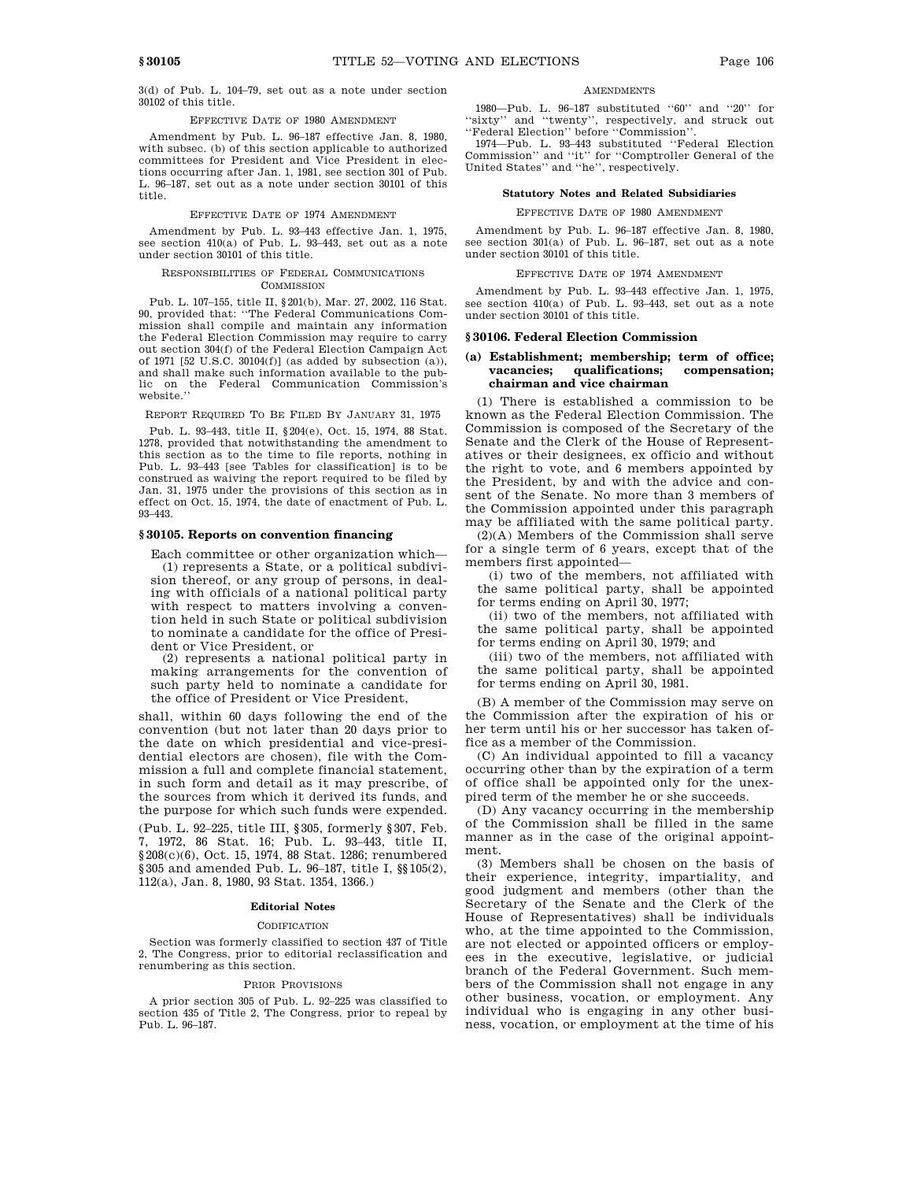3(d) of Pub. L. 104–79, set out as a note under section 30102 of this title.

EFFECTIVE DATE OF 1980 AMENDMENT

Amendment by Pub. L. 96–187 effective Jan. 8, 1980, with subsec. (b) of this section applicable to authorized committees for President and Vice President in elections occurring after Jan. 1, 1981, see section 301 of Pub. L. 96–187, set out as a note under section 30101 of this title.

EFFECTIVE DATE OF 1974 AMENDMENT

Amendment by Pub. L. 93–443 effective Jan. 1, 1975, see section 410(a) of Pub. L. 93–443, set out as a note under section 30101 of this title.

RESPONSIBILITIES OF FEDERAL COMMUNICATIONS COMMISSION

Pub. L. 107–155, title II, §201(b), Mar. 27, 2002, 116 Stat. 90, provided that: ''The Federal Communications Commission shall compile and maintain any information the Federal Election Commission may require to carry out section 304(f) of the Federal Election Campaign Act of 1971 [52 U.S.C. 30104(f)] (as added by subsection (a)), and shall make such information available to the public on the Federal Communication Commission's website.''

REPORT REQUIRED TO BE FILED BY JANUARY 31, 1975

Pub. L. 93–443, title II, §204(e), Oct. 15, 1974, 88 Stat. 1278, provided that notwithstanding the amendment to this section as to the time to file reports, nothing in Pub. L. 93–443 [see Tables for classification] is to be construed as waiving the report required to be filed by Jan. 31, 1975 under the provisions of this section as in effect on Oct. 15, 1974, the date of enactment of Pub. L. 93–443.

### §30105. Reports on convention financing

Each committee or other organization which—

(1) represents a State, or a political subdivision thereof, or any group of persons, in dealing with officials of a national political party with respect to matters involving a convention held in such State or political subdivision to nominate a candidate for the office of President or Vice President, or

(2) represents a national political party in making arrangements for the convention of such party held to nominate a candidate for the office of President or Vice President,

shall, within 60 days following the end of the convention (but not later than 20 days prior to the date on which presidential and vice-presidential electors are chosen), file with the Commission a full and complete financial statement, in such form and detail as it may prescribe, of the sources from which it derived its funds, and the purpose for which such funds were expended.

(Pub. L. 92–225, title III, §305, formerly §307, Feb. 7, 1972, 86 Stat. 16; Pub. L. 93–443, title II, §208(c)(6), Oct. 15, 1974, 88 Stat. 1286; renumbered §305 and amended Pub. L. 96–187, title I, §§105(2), 112(a), Jan. 8, 1980, 93 Stat. 1354, 1366.)

**Editorial Notes**

CODIFICATION

Section was formerly classified to section 437 of Title 2, The Congress, prior to editorial reclassification and renumbering as this section.

PRIOR PROVISIONS

A prior section 305 of Pub. L. 92–225 was classified to section 435 of Title 2, The Congress, prior to repeal by Pub. L. 96–187.

AMENDMENTS

1980—Pub. L. 96–187 substituted ''60'' and ''20'' for ''sixty'' and ''twenty'', respectively, and struck out ''Federal Election'' before ''Commission''.

1974—Pub. L. 93–443 substituted ''Federal Election Commission'' and ''it'' for ''Comptroller General of the United States'' and ''he'', respectively.

**Statutory Notes and Related Subsidiaries**

EFFECTIVE DATE OF 1980 AMENDMENT

Amendment by Pub. L. 96–187 effective Jan. 8, 1980, see section 301(a) of Pub. L. 96–187, set out as a note under section 30101 of this title.

EFFECTIVE DATE OF 1974 AMENDMENT

Amendment by Pub. L. 93–443 effective Jan. 1, 1975, see section 410(a) of Pub. L. 93–443, set out as a note under section 30101 of this title.

### §30106. Federal Election Commission

#### (a) Establishment; membership; term of office; vacancies; qualifications; compensation; chairman and vice chairman

(1) There is established a commission to be known as the Federal Election Commission. The Commission is composed of the Secretary of the Senate and the Clerk of the House of Representatives or their designees, ex officio and without the right to vote, and 6 members appointed by the President, by and with the advice and consent of the Senate. No more than 3 members of the Commission appointed under this paragraph may be affiliated with the same political party.

(2)(A) Members of the Commission shall serve for a single term of 6 years, except that of the members first appointed—

(i) two of the members, not affiliated with the same political party, shall be appointed for terms ending on April 30, 1977;

(ii) two of the members, not affiliated with the same political party, shall be appointed for terms ending on April 30, 1979; and

(iii) two of the members, not affiliated with the same political party, shall be appointed for terms ending on April 30, 1981.

(B) A member of the Commission may serve on the Commission after the expiration of his or her term until his or her successor has taken office as a member of the Commission.

(C) An individual appointed to fill a vacancy occurring other than by the expiration of a term of office shall be appointed only for the unexpired term of the member he or she succeeds.

(D) Any vacancy occurring in the membership of the Commission shall be filled in the same manner as in the case of the original appointment.

(3) Members shall be chosen on the basis of their experience, integrity, impartiality, and good judgment and members (other than the Secretary of the Senate and the Clerk of the House of Representatives) shall be individuals who, at the time appointed to the Commission, are not elected or appointed officers or employees in the executive, legislative, or judicial branch of the Federal Government. Such members of the Commission shall not engage in any other business, vocation, or employment. Any individual who is engaging in any other business, vocation, or employment at the time of his